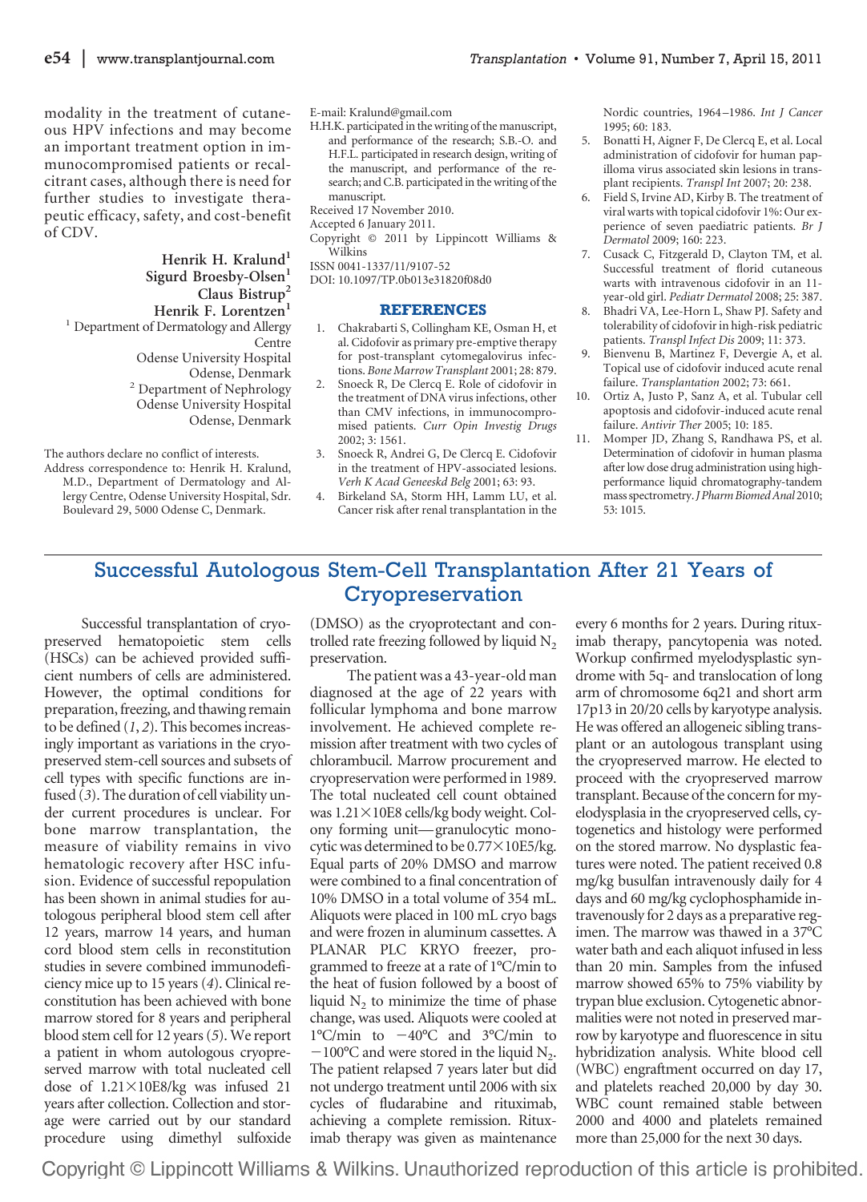modality in the treatment of cutaneous HPV infections and may become an important treatment option in immunocompromised patients or recalcitrant cases, although there is need for further studies to investigate therapeutic efficacy, safety, and cost-benefit of CDV.

**Henrik H. Kralund**[1]
**Sigurd Broesby-Olsen**[1]
**Claus Bistrup**[2]
**Henrik F. Lorentzen**[1]

[1] Department of Dermatology and Allergy Centre
Odense University Hospital
Odense, Denmark

[2] Department of Nephrology
Odense University Hospital
Odense, Denmark

The authors declare no conflict of interests.

Address correspondence to: Henrik H. Kralund, M.D., Department of Dermatology and Allergy Centre, Odense University Hospital, Sdr. Boulevard 29, 5000 Odense C, Denmark.

E-mail: Kralund@gmail.com

H.H.K. participated in the writing of the manuscript, and performance of the research; S.B.-O. and H.F.L. participated in research design, writing of the manuscript, and performance of the research; and C.B. participated in the writing of the manuscript.

Received 17 November 2010.

Accepted 6 January 2011.

Copyright © 2011 by Lippincott Williams & Wilkins

ISSN 0041-1337/11/9107-52

DOI: 10.1097/TP.0b013e31820f08d0

## REFERENCES

1. Chakrabarti S, Collingham KE, Osman H, et al. Cidofovir as primary pre-emptive therapy for post-transplant cytomegalovirus infections. *Bone Marrow Transplant* 2001; 28: 879.
2. Snoeck R, De Clercq E. Role of cidofovir in the treatment of DNA virus infections, other than CMV infections, in immunocompromised patients. *Curr Opin Investig Drugs* 2002; 3: 1561.
3. Snoeck R, Andrei G, De Clercq E. Cidofovir in the treatment of HPV-associated lesions. *Verh K Acad Geneeskd Belg* 2001; 63: 93.
4. Birkeland SA, Storm HH, Lamm LU, et al. Cancer risk after renal transplantation in the Nordic countries, 1964–1986. *Int J Cancer* 1995; 60: 183.
5. Bonatti H, Aigner F, De Clercq E, et al. Local administration of cidofovir for human papilloma virus associated skin lesions in transplant recipients. *Transpl Int* 2007; 20: 238.
6. Field S, Irvine AD, Kirby B. The treatment of viral warts with topical cidofovir 1%: Our experience of seven paediatric patients. *Br J Dermatol* 2009; 160: 223.
7. Cusack C, Fitzgerald D, Clayton TM, et al. Successful treatment of florid cutaneous warts with intravenous cidofovir in an 11-year-old girl. *Pediatr Dermatol* 2008; 25: 387.
8. Bhadri VA, Lee-Horn L, Shaw PJ. Safety and tolerability of cidofovir in high-risk pediatric patients. *Transpl Infect Dis* 2009; 11: 373.
9. Bienvenu B, Martinez F, Devergie A, et al. Topical use of cidofovir induced acute renal failure. *Transplantation* 2002; 73: 661.
10. Ortiz A, Justo P, Sanz A, et al. Tubular cell apoptosis and cidofovir-induced acute renal failure. *Antivir Ther* 2005; 10: 185.
11. Momper JD, Zhang S, Randhawa PS, et al. Determination of cidofovir in human plasma after low dose drug administration using high-performance liquid chromatography-tandem mass spectrometry. *J Pharm Biomed Anal* 2010; 53: 1015.

# Successful Autologous Stem-Cell Transplantation After 21 Years of Cryopreservation

Successful transplantation of cryopreserved hematopoietic stem cells (HSCs) can be achieved provided sufficient numbers of cells are administered. However, the optimal conditions for preparation, freezing, and thawing remain to be defined (*1*, *2*). This becomes increasingly important as variations in the cryopreserved stem-cell sources and subsets of cell types with specific functions are infused (*3*). The duration of cell viability under current procedures is unclear. For bone marrow transplantation, the measure of viability remains in vivo hematologic recovery after HSC infusion. Evidence of successful repopulation has been shown in animal studies for autologous peripheral blood stem cell after 12 years, marrow 14 years, and human cord blood stem cells in reconstitution studies in severe combined immunodeficiency mice up to 15 years (*4*). Clinical reconstitution has been achieved with bone marrow stored for 8 years and peripheral blood stem cell for 12 years (*5*). We report a patient in whom autologous cryopreserved marrow with total nucleated cell dose of $1.21\times10E8$/kg was infused 21 years after collection. Collection and storage were carried out by our standard procedure using dimethyl sulfoxide (DMSO) as the cryoprotectant and controlled rate freezing followed by liquid $N_2$ preservation.

The patient was a 43-year-old man diagnosed at the age of 22 years with follicular lymphoma and bone marrow involvement. He achieved complete remission after treatment with two cycles of chlorambucil. Marrow procurement and cryopreservation were performed in 1989. The total nucleated cell count obtained was $1.21\times10E8$ cells/kg body weight. Colony forming unit—granulocytic monocytic was determined to be $0.77\times10E5$/kg. Equal parts of 20% DMSO and marrow were combined to a final concentration of 10% DMSO in a total volume of 354 mL. Aliquots were placed in 100 mL cryo bags and were frozen in aluminum cassettes. A PLANAR PLC KRYO freezer, programmed to freeze at a rate of 1°C/min to the heat of fusion followed by a boost of liquid $N_2$ to minimize the time of phase change, was used. Aliquots were cooled at 1°C/min to −40°C and 3°C/min to −100°C and were stored in the liquid $N_2$. The patient relapsed 7 years later but did not undergo treatment until 2006 with six cycles of fludarabine and rituximab, achieving a complete remission. Rituximab therapy was given as maintenance every 6 months for 2 years. During rituximab therapy, pancytopenia was noted. Workup confirmed myelodysplastic syndrome with 5q- and translocation of long arm of chromosome 6q21 and short arm 17p13 in 20/20 cells by karyotype analysis. He was offered an allogeneic sibling transplant or an autologous transplant using the cryopreserved marrow. He elected to proceed with the cryopreserved marrow transplant. Because of the concern for myelodysplasia in the cryopreserved cells, cytogenetics and histology were performed on the stored marrow. No dysplastic features were noted. The patient received 0.8 mg/kg busulfan intravenously daily for 4 days and 60 mg/kg cyclophosphamide intravenously for 2 days as a preparative regimen. The marrow was thawed in a 37°C water bath and each aliquot infused in less than 20 min. Samples from the infused marrow showed 65% to 75% viability by trypan blue exclusion. Cytogenetic abnormalities were not noted in preserved marrow by karyotype and fluorescence in situ hybridization analysis. White blood cell (WBC) engraftment occurred on day 17, and platelets reached 20,000 by day 30. WBC count remained stable between 2000 and 4000 and platelets remained more than 25,000 for the next 30 days.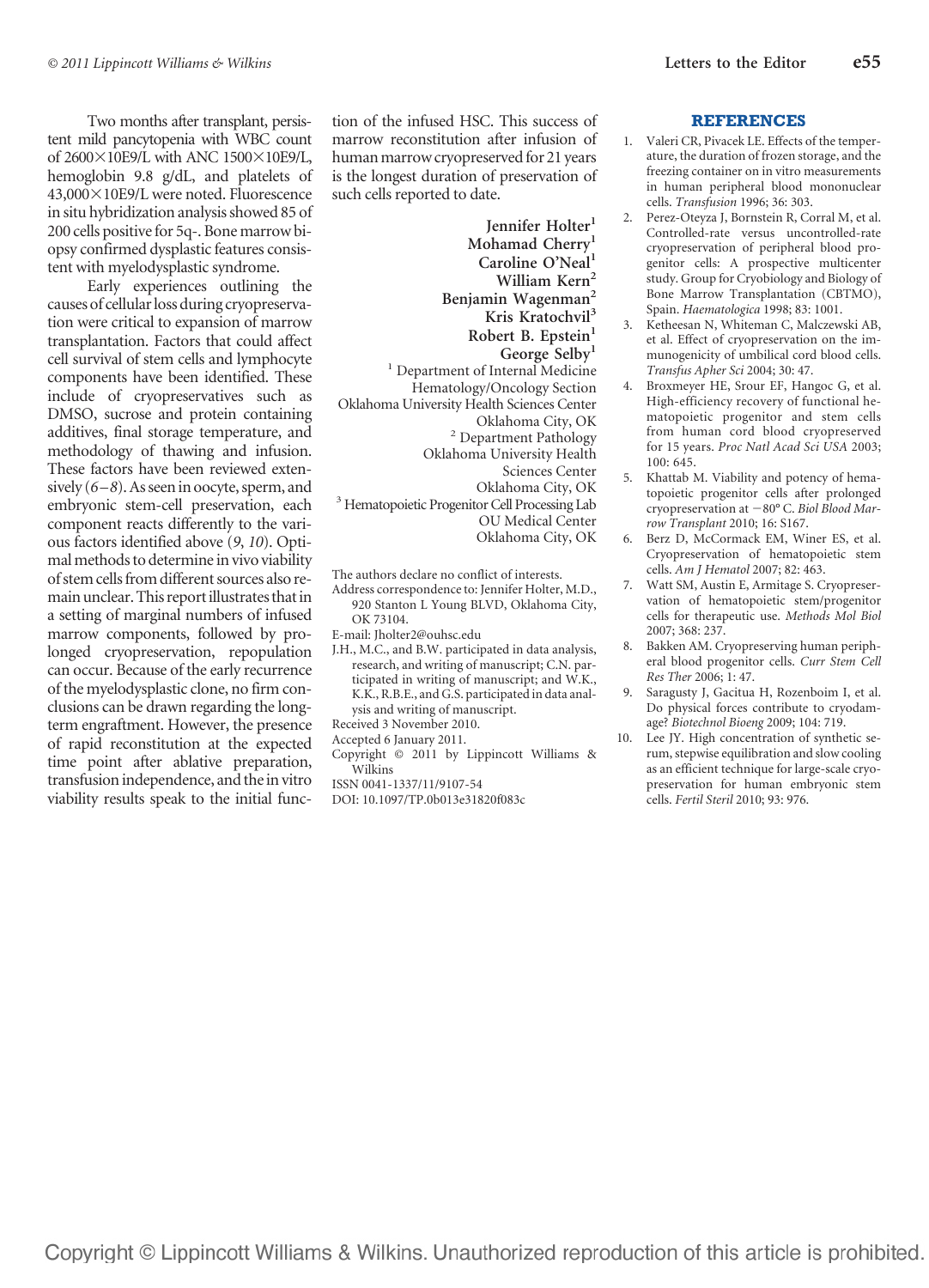Two months after transplant, persistent mild pancytopenia with WBC count of 2600×10E9/L with ANC 1500×10E9/L, hemoglobin 9.8 g/dL, and platelets of 43,000×10E9/L were noted. Fluorescence in situ hybridization analysis showed 85 of 200 cells positive for 5q-. Bone marrow biopsy confirmed dysplastic features consistent with myelodysplastic syndrome.

Early experiences outlining the causes of cellular loss during cryopreservation were critical to expansion of marrow transplantation. Factors that could affect cell survival of stem cells and lymphocyte components have been identified. These include of cryopreservatives such as DMSO, sucrose and protein containing additives, final storage temperature, and methodology of thawing and infusion. These factors have been reviewed extensively (*6–8*). As seen in oocyte, sperm, and embryonic stem-cell preservation, each component reacts differently to the various factors identified above (*9*, *10*). Optimal methods to determine in vivo viability of stem cells from different sources also remain unclear. This report illustrates that in a setting of marginal numbers of infused marrow components, followed by prolonged cryopreservation, repopulation can occur. Because of the early recurrence of the myelodysplastic clone, no firm conclusions can be drawn regarding the long-term engraftment. However, the presence of rapid reconstitution at the expected time point after ablative preparation, transfusion independence, and the in vitro viability results speak to the initial function of the infused HSC. This success of marrow reconstitution after infusion of human marrow cryopreserved for 21 years is the longest duration of preservation of such cells reported to date.

**Jennifer Holter**[1]
**Mohamad Cherry**[1]
**Caroline O'Neal**[1]
**William Kern**[2]
**Benjamin Wagenman**[2]
**Kris Kratochvil**[3]
**Robert B. Epstein**[1]
**George Selby**[1]

[1] Department of Internal Medicine Hematology/Oncology Section Oklahoma University Health Sciences Center Oklahoma City, OK

[2] Department Pathology Oklahoma University Health Sciences Center Oklahoma City, OK

[3] Hematopoietic Progenitor Cell Processing Lab OU Medical Center Oklahoma City, OK

The authors declare no conflict of interests.

Address correspondence to: Jennifer Holter, M.D., 920 Stanton L Young BLVD, Oklahoma City, OK 73104.

E-mail: Jholter2@ouhsc.edu

J.H., M.C., and B.W. participated in data analysis, research, and writing of manuscript; C.N. participated in writing of manuscript; and W.K., K.K., R.B.E., and G.S. participated in data analysis and writing of manuscript.

Received 3 November 2010.

Accepted 6 January 2011.

Copyright © 2011 by Lippincott Williams & Wilkins

ISSN 0041-1337/11/9107-54

DOI: 10.1097/TP.0b013e31820f083c

## REFERENCES

1. Valeri CR, Pivacek LE. Effects of the temperature, the duration of frozen storage, and the freezing container on in vitro measurements in human peripheral blood mononuclear cells. *Transfusion* 1996; 36: 303.
2. Perez-Oteyza J, Bornstein R, Corral M, et al. Controlled-rate versus uncontrolled-rate cryopreservation of peripheral blood progenitor cells: A prospective multicenter study. Group for Cryobiology and Biology of Bone Marrow Transplantation (CBTMO), Spain. *Haematologica* 1998; 83: 1001.
3. Ketheesan N, Whiteman C, Malczewski AB, et al. Effect of cryopreservation on the immunogenicity of umbilical cord blood cells. *Transfus Apher Sci* 2004; 30: 47.
4. Broxmeyer HE, Srour EF, Hangoc G, et al. High-efficiency recovery of functional hematopoietic progenitor and stem cells from human cord blood cryopreserved for 15 years. *Proc Natl Acad Sci USA* 2003; 100: 645.
5. Khattab M. Viability and potency of hematopoietic progenitor cells after prolonged cryopreservation at −80° C. *Biol Blood Marrow Transplant* 2010; 16: S167.
6. Berz D, McCormack EM, Winer ES, et al. Cryopreservation of hematopoietic stem cells. *Am J Hematol* 2007; 82: 463.
7. Watt SM, Austin E, Armitage S. Cryopreservation of hematopoietic stem/progenitor cells for therapeutic use. *Methods Mol Biol* 2007; 368: 237.
8. Bakken AM. Cryopreserving human peripheral blood progenitor cells. *Curr Stem Cell Res Ther* 2006; 1: 47.
9. Saragusty J, Gacitua H, Rozenboim I, et al. Do physical forces contribute to cryodamage? *Biotechnol Bioeng* 2009; 104: 719.
10. Lee JY. High concentration of synthetic serum, stepwise equilibration and slow cooling as an efficient technique for large-scale cryopreservation for human embryonic stem cells. *Fertil Steril* 2010; 93: 976.